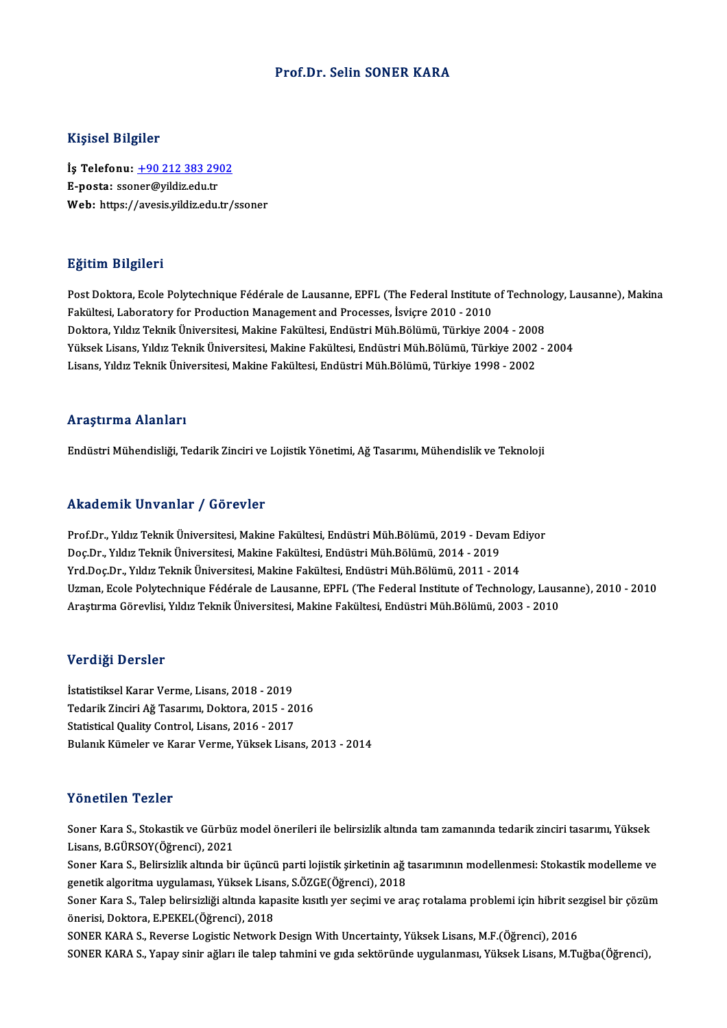# Prof.Dr. Selin SONER KARA

## Kişisel Bilgiler

**İş Telefonu:** +90 212 383 2902
**E-posta:** ssoner@yildiz.edu.tr
**Web:** https://avesis.yildiz.edu.tr/ssoner

## Eğitim Bilgileri

Post Doktora, Ecole Polytechnique Fédérale de Lausanne, EPFL (The Federal Institute of Technology, Lausanne), Makina Fakültesi, Laboratory for Production Management and Processes, İsviçre 2010 - 2010
Doktora, Yıldız Teknik Üniversitesi, Makine Fakültesi, Endüstri Müh.Bölümü, Türkiye 2004 - 2008
Yüksek Lisans, Yıldız Teknik Üniversitesi, Makine Fakültesi, Endüstri Müh.Bölümü, Türkiye 2002 - 2004
Lisans, Yıldız Teknik Üniversitesi, Makine Fakültesi, Endüstri Müh.Bölümü, Türkiye 1998 - 2002

## Araştırma Alanları

Endüstri Mühendisliği, Tedarik Zinciri ve Lojistik Yönetimi, Ağ Tasarımı, Mühendislik ve Teknoloji

## Akademik Unvanlar / Görevler

Prof.Dr., Yıldız Teknik Üniversitesi, Makine Fakültesi, Endüstri Müh.Bölümü, 2019 - Devam Ediyor
Doç.Dr., Yıldız Teknik Üniversitesi, Makine Fakültesi, Endüstri Müh.Bölümü, 2014 - 2019
Yrd.Doç.Dr., Yıldız Teknik Üniversitesi, Makine Fakültesi, Endüstri Müh.Bölümü, 2011 - 2014
Uzman, Ecole Polytechnique Fédérale de Lausanne, EPFL (The Federal Institute of Technology, Lausanne), 2010 - 2010
Araştırma Görevlisi, Yıldız Teknik Üniversitesi, Makine Fakültesi, Endüstri Müh.Bölümü, 2003 - 2010

## Verdiği Dersler

İstatistiksel Karar Verme, Lisans, 2018 - 2019
Tedarik Zinciri Ağ Tasarımı, Doktora, 2015 - 2016
Statistical Quality Control, Lisans, 2016 - 2017
Bulanık Kümeler ve Karar Verme, Yüksek Lisans, 2013 - 2014

## Yönetilen Tezler

Soner Kara S., Stokastik ve Gürbüz model önerileri ile belirsizlik altında tam zamanında tedarik zinciri tasarımı, Yüksek Lisans, B.GÜRSOY(Öğrenci), 2021
Soner Kara S., Belirsizlik altında bir üçüncü parti lojistik şirketinin ağ tasarımının modellenmesi: Stokastik modelleme ve genetik algoritma uygulaması, Yüksek Lisans, S.ÖZGE(Öğrenci), 2018
Soner Kara S., Talep belirsizliği altında kapasite kısıtlı yer seçimi ve araç rotalama problemi için hibrit sezgisel bir çözüm önerisi, Doktora, E.PEKEL(Öğrenci), 2018
SONER KARA S., Reverse Logistic Network Design With Uncertainty, Yüksek Lisans, M.F.(Öğrenci), 2016
SONER KARA S., Yapay sinir ağları ile talep tahmini ve gıda sektöründe uygulanması, Yüksek Lisans, M.Tuğba(Öğrenci),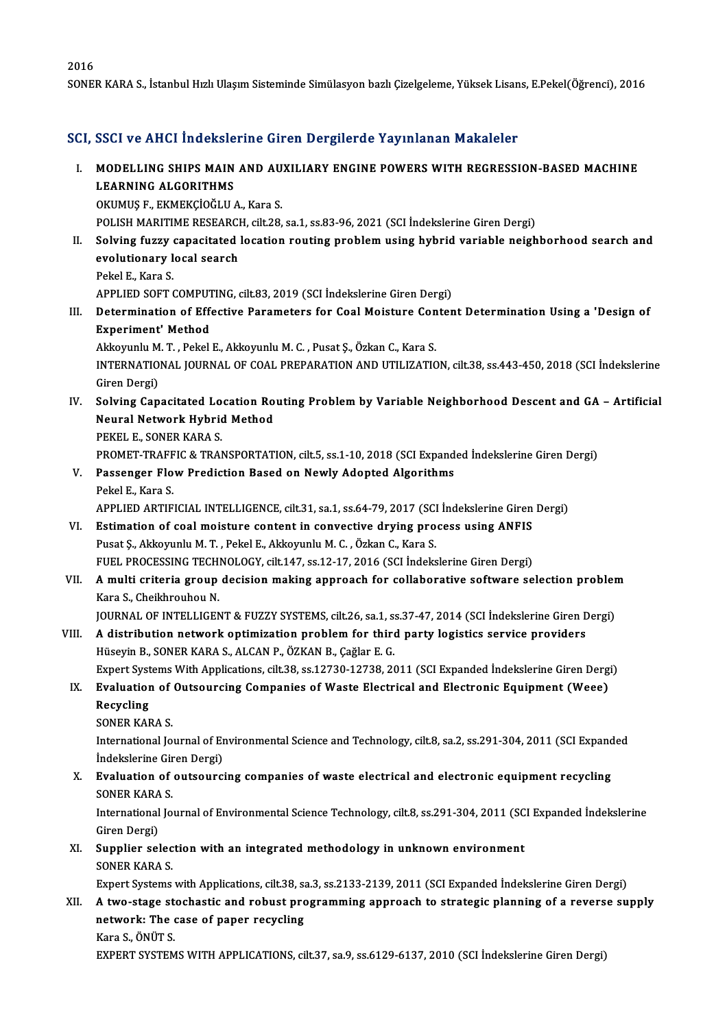2016

SONER KARA S., İstanbul Hızlı Ulaşım Sisteminde Simülasyon bazlı Çizelgeleme, Yüksek Lisans, E.Pekel(Öğrenci), 2016

## SCI, SSCI ve AHCI İndekslerine Giren Dergilerde Yayınlanan Makaleler

I. **MODELLING SHIPS MAIN AND AUXILIARY ENGINE POWERS WITH REGRESSION-BASED MACHINE LEARNING ALGORITHMS**
   OKUMUŞ F., EKMEKÇİOĞLU A., Kara S.
   POLISH MARITIME RESEARCH, cilt.28, sa.1, ss.83-96, 2021 (SCI İndekslerine Giren Dergi)

II. **Solving fuzzy capacitated location routing problem using hybrid variable neighborhood search and evolutionary local search**
   Pekel E., Kara S.
   APPLIED SOFT COMPUTING, cilt.83, 2019 (SCI İndekslerine Giren Dergi)

III. **Determination of Effective Parameters for Coal Moisture Content Determination Using a 'Design of Experiment' Method**
   Akkoyunlu M. T. , Pekel E., Akkoyunlu M. C. , Pusat Ş., Özkan C., Kara S.
   INTERNATIONAL JOURNAL OF COAL PREPARATION AND UTILIZATION, cilt.38, ss.443-450, 2018 (SCI İndekslerine Giren Dergi)

IV. **Solving Capacitated Location Routing Problem by Variable Neighborhood Descent and GA – Artificial Neural Network Hybrid Method**
   PEKEL E., SONER KARA S.
   PROMET-TRAFFIC & TRANSPORTATION, cilt.5, ss.1-10, 2018 (SCI Expanded İndekslerine Giren Dergi)

V. **Passenger Flow Prediction Based on Newly Adopted Algorithms**
   Pekel E., Kara S.
   APPLIED ARTIFICIAL INTELLIGENCE, cilt.31, sa.1, ss.64-79, 2017 (SCI İndekslerine Giren Dergi)

VI. **Estimation of coal moisture content in convective drying process using ANFIS**
   Pusat Ş., Akkoyunlu M. T. , Pekel E., Akkoyunlu M. C. , Özkan C., Kara S.
   FUEL PROCESSING TECHNOLOGY, cilt.147, ss.12-17, 2016 (SCI İndekslerine Giren Dergi)

VII. **A multi criteria group decision making approach for collaborative software selection problem**
   Kara S., Cheikhrouhou N.
   JOURNAL OF INTELLIGENT & FUZZY SYSTEMS, cilt.26, sa.1, ss.37-47, 2014 (SCI İndekslerine Giren Dergi)

VIII. **A distribution network optimization problem for third party logistics service providers**
   Hüseyin B., SONER KARA S., ALCAN P., ÖZKAN B., Çağlar E. G.
   Expert Systems With Applications, cilt.38, ss.12730-12738, 2011 (SCI Expanded İndekslerine Giren Dergi)

IX. **Evaluation of Outsourcing Companies of Waste Electrical and Electronic Equipment (Weee) Recycling**
   SONER KARA S.
   International Journal of Environmental Science and Technology, cilt.8, sa.2, ss.291-304, 2011 (SCI Expanded İndekslerine Giren Dergi)

X. **Evaluation of outsourcing companies of waste electrical and electronic equipment recycling**
   SONER KARA S.
   International Journal of Environmental Science Technology, cilt.8, ss.291-304, 2011 (SCI Expanded İndekslerine Giren Dergi)

XI. **Supplier selection with an integrated methodology in unknown environment**
   SONER KARA S.
   Expert Systems with Applications, cilt.38, sa.3, ss.2133-2139, 2011 (SCI Expanded İndekslerine Giren Dergi)

XII. **A two-stage stochastic and robust programming approach to strategic planning of a reverse supply network: The case of paper recycling**
   Kara S., ÖNÜT S.
   EXPERT SYSTEMS WITH APPLICATIONS, cilt.37, sa.9, ss.6129-6137, 2010 (SCI İndekslerine Giren Dergi)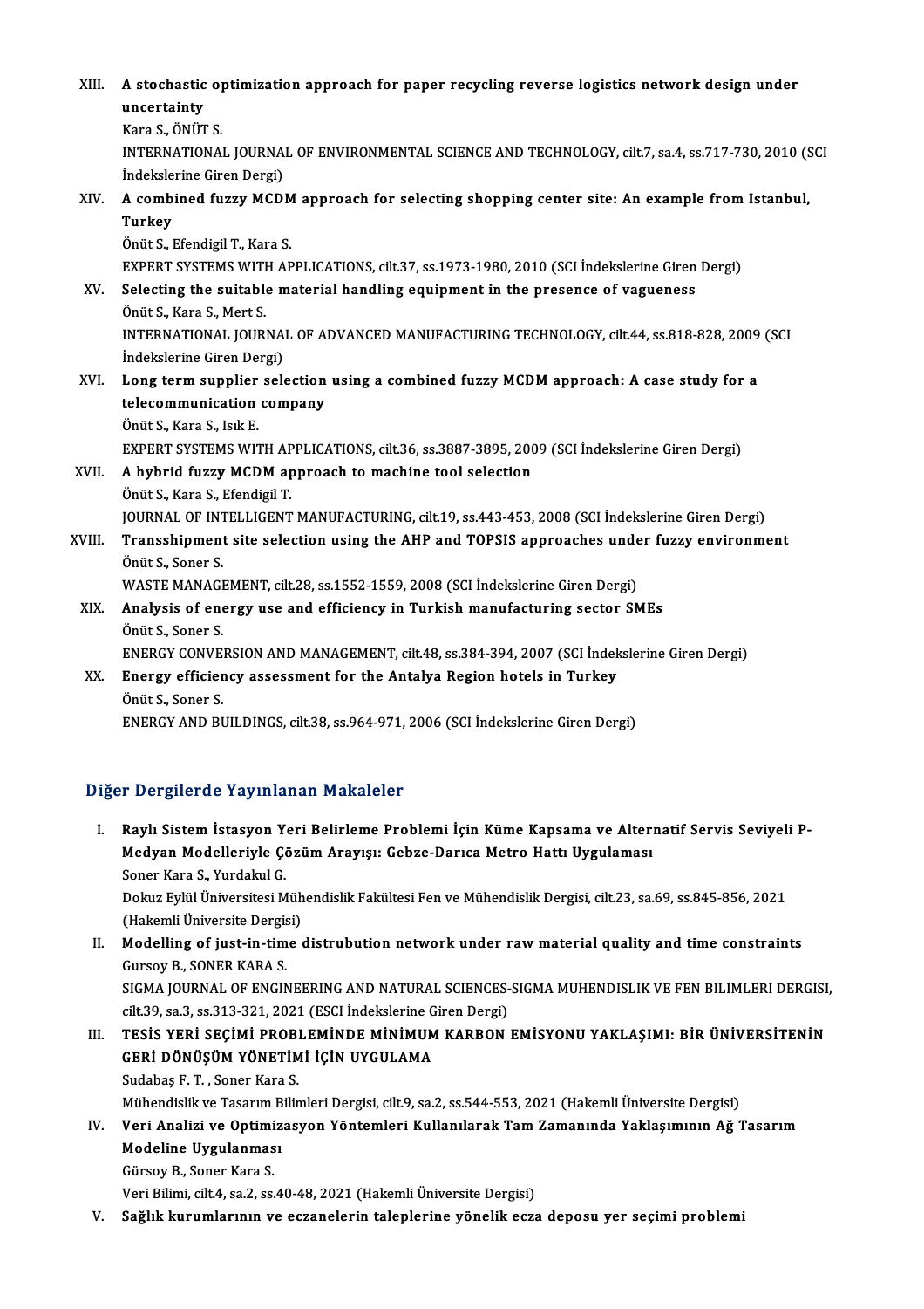XIII. **A stochastic optimization approach for paper recycling reverse logistics network design under uncertainty**
Kara S., ÖNÜT S.
INTERNATIONAL JOURNAL OF ENVIRONMENTAL SCIENCE AND TECHNOLOGY, cilt.7, sa.4, ss.717-730, 2010 (SCI İndekslerine Giren Dergi)

XIV. **A combined fuzzy MCDM approach for selecting shopping center site: An example from Istanbul, Turkey**
Önüt S., Efendigil T., Kara S.
EXPERT SYSTEMS WITH APPLICATIONS, cilt.37, ss.1973-1980, 2010 (SCI İndekslerine Giren Dergi)

XV. **Selecting the suitable material handling equipment in the presence of vagueness**
Önüt S., Kara S., Mert S.
INTERNATIONAL JOURNAL OF ADVANCED MANUFACTURING TECHNOLOGY, cilt.44, ss.818-828, 2009 (SCI İndekslerine Giren Dergi)

XVI. **Long term supplier selection using a combined fuzzy MCDM approach: A case study for a telecommunication company**
Önüt S., Kara S., Isık E.
EXPERT SYSTEMS WITH APPLICATIONS, cilt.36, ss.3887-3895, 2009 (SCI İndekslerine Giren Dergi)

XVII. **A hybrid fuzzy MCDM approach to machine tool selection**
Önüt S., Kara S., Efendigil T.
JOURNAL OF INTELLIGENT MANUFACTURING, cilt.19, ss.443-453, 2008 (SCI İndekslerine Giren Dergi)

XVIII. **Transshipment site selection using the AHP and TOPSIS approaches under fuzzy environment**
Önüt S., Soner S.
WASTE MANAGEMENT, cilt.28, ss.1552-1559, 2008 (SCI İndekslerine Giren Dergi)

XIX. **Analysis of energy use and efficiency in Turkish manufacturing sector SMEs**
Önüt S., Soner S.
ENERGY CONVERSION AND MANAGEMENT, cilt.48, ss.384-394, 2007 (SCI İndekslerine Giren Dergi)

XX. **Energy efficiency assessment for the Antalya Region hotels in Turkey**
Önüt S., Soner S.
ENERGY AND BUILDINGS, cilt.38, ss.964-971, 2006 (SCI İndekslerine Giren Dergi)

## Diğer Dergilerde Yayınlanan Makaleler

I. **Raylı Sistem İstasyon Yeri Belirleme Problemi İçin Küme Kapsama ve Alternatif Servis Seviyeli P-Medyan Modelleriyle Çözüm Arayışı: Gebze-Darıca Metro Hattı Uygulaması**
Soner Kara S., Yurdakul G.
Dokuz Eylül Üniversitesi Mühendislik Fakültesi Fen ve Mühendislik Dergisi, cilt.23, sa.69, ss.845-856, 2021 (Hakemli Üniversite Dergisi)

II. **Modelling of just-in-time distrubution network under raw material quality and time constraints**
Gursoy B., SONER KARA S.
SIGMA JOURNAL OF ENGINEERING AND NATURAL SCIENCES-SIGMA MUHENDISLIK VE FEN BILIMLERI DERGISI, cilt.39, sa.3, ss.313-321, 2021 (ESCI İndekslerine Giren Dergi)

III. **TESİS YERİ SEÇİMİ PROBLEMİNDE MİNİMUM KARBON EMİSYONU YAKLAŞIMI: BİR ÜNİVERSİTENİN GERİ DÖNÜŞÜM YÖNETİMİ İÇİN UYGULAMA**
Sudabaş F. T. , Soner Kara S.
Mühendislik ve Tasarım Bilimleri Dergisi, cilt.9, sa.2, ss.544-553, 2021 (Hakemli Üniversite Dergisi)

IV. **Veri Analizi ve Optimizasyon Yöntemleri Kullanılarak Tam Zamanında Yaklaşımının Ağ Tasarım Modeline Uygulanması**
Gürsoy B., Soner Kara S.
Veri Bilimi, cilt.4, sa.2, ss.40-48, 2021 (Hakemli Üniversite Dergisi)

V. **Sağlık kurumlarının ve eczanelerin taleplerine yönelik ecza deposu yer seçimi problemi**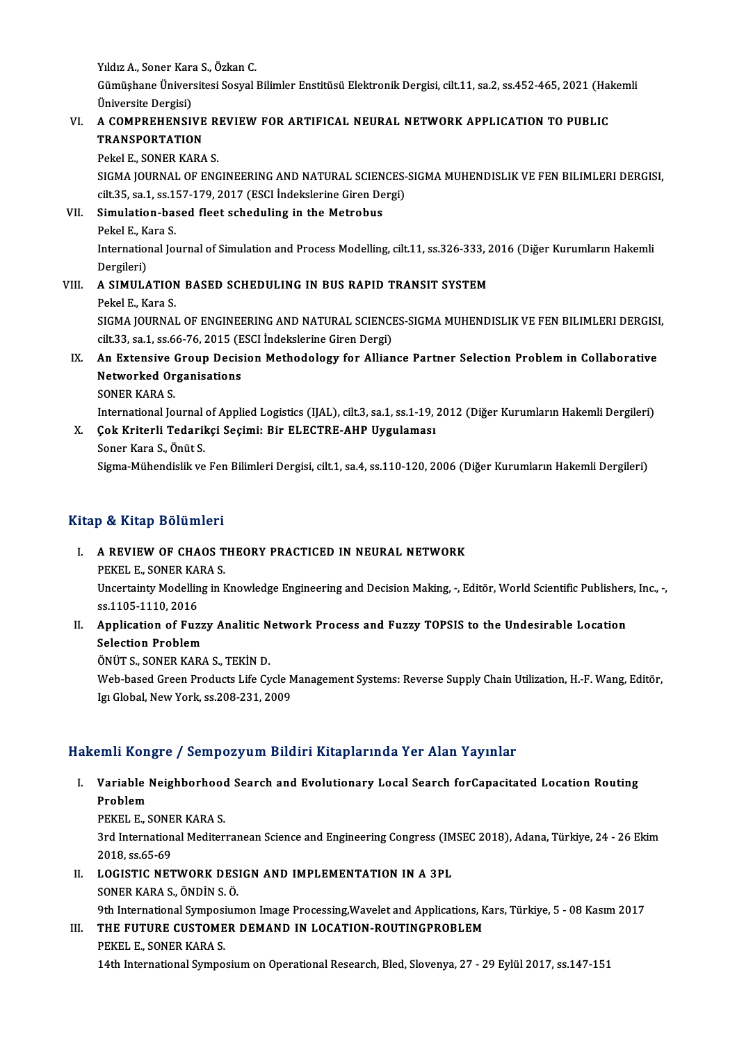Yıldız A., Soner Kara S., Özkan C.
Gümüşhane Üniversitesi Sosyal Bilimler Enstitüsü Elektronik Dergisi, cilt.11, sa.2, ss.452-465, 2021 (Hakemli Üniversite Dergisi)

VI. **A COMPREHENSIVE REVIEW FOR ARTIFICAL NEURAL NETWORK APPLICATION TO PUBLIC TRANSPORTATION**
Pekel E., SONER KARA S.
SIGMA JOURNAL OF ENGINEERING AND NATURAL SCIENCES-SIGMA MUHENDISLIK VE FEN BILIMLERI DERGISI, cilt.35, sa.1, ss.157-179, 2017 (ESCI İndekslerine Giren Dergi)

VII. **Simulation-based fleet scheduling in the Metrobus**
Pekel E., Kara S.
International Journal of Simulation and Process Modelling, cilt.11, ss.326-333, 2016 (Diğer Kurumların Hakemli Dergileri)

VIII. **A SIMULATION BASED SCHEDULING IN BUS RAPID TRANSIT SYSTEM**
Pekel E., Kara S.
SIGMA JOURNAL OF ENGINEERING AND NATURAL SCIENCES-SIGMA MUHENDISLIK VE FEN BILIMLERI DERGISI, cilt.33, sa.1, ss.66-76, 2015 (ESCI İndekslerine Giren Dergi)

IX. **An Extensive Group Decision Methodology for Alliance Partner Selection Problem in Collaborative Networked Organisations**
SONER KARA S.
International Journal of Applied Logistics (IJAL), cilt.3, sa.1, ss.1-19, 2012 (Diğer Kurumların Hakemli Dergileri)

X. **Çok Kriterli Tedarikçi Seçimi: Bir ELECTRE-AHP Uygulaması**
Soner Kara S., Önüt S.
Sigma-Mühendislik ve Fen Bilimleri Dergisi, cilt.1, sa.4, ss.110-120, 2006 (Diğer Kurumların Hakemli Dergileri)

## Kitap & Kitap Bölümleri

I. **A REVIEW OF CHAOS THEORY PRACTICED IN NEURAL NETWORK**
PEKEL E., SONER KARA S.
Uncertainty Modelling in Knowledge Engineering and Decision Making, -, Editör, World Scientific Publishers, Inc., -, ss.1105-1110, 2016

II. **Application of Fuzzy Analitic Network Process and Fuzzy TOPSIS to the Undesirable Location Selection Problem**
ÖNÜT S., SONER KARA S., TEKİN D.
Web-based Green Products Life Cycle Management Systems: Reverse Supply Chain Utilization, H.-F. Wang, Editör, Igı Global, New York, ss.208-231, 2009

## Hakemli Kongre / Sempozyum Bildiri Kitaplarında Yer Alan Yayınlar

I. **Variable Neighborhood Search and Evolutionary Local Search forCapacitated Location Routing Problem**
PEKEL E., SONER KARA S.
3rd International Mediterranean Science and Engineering Congress (IMSEC 2018), Adana, Türkiye, 24 - 26 Ekim 2018, ss.65-69

II. **LOGISTIC NETWORK DESIGN AND IMPLEMENTATION IN A 3PL**
SONER KARA S., ÖNDİN S. Ö.
9th International Symposiumon Image Processing,Wavelet and Applications, Kars, Türkiye, 5 - 08 Kasım 2017

III. **THE FUTURE CUSTOMER DEMAND IN LOCATION-ROUTINGPROBLEM**
PEKEL E., SONER KARA S.
14th International Symposium on Operational Research, Bled, Slovenya, 27 - 29 Eylül 2017, ss.147-151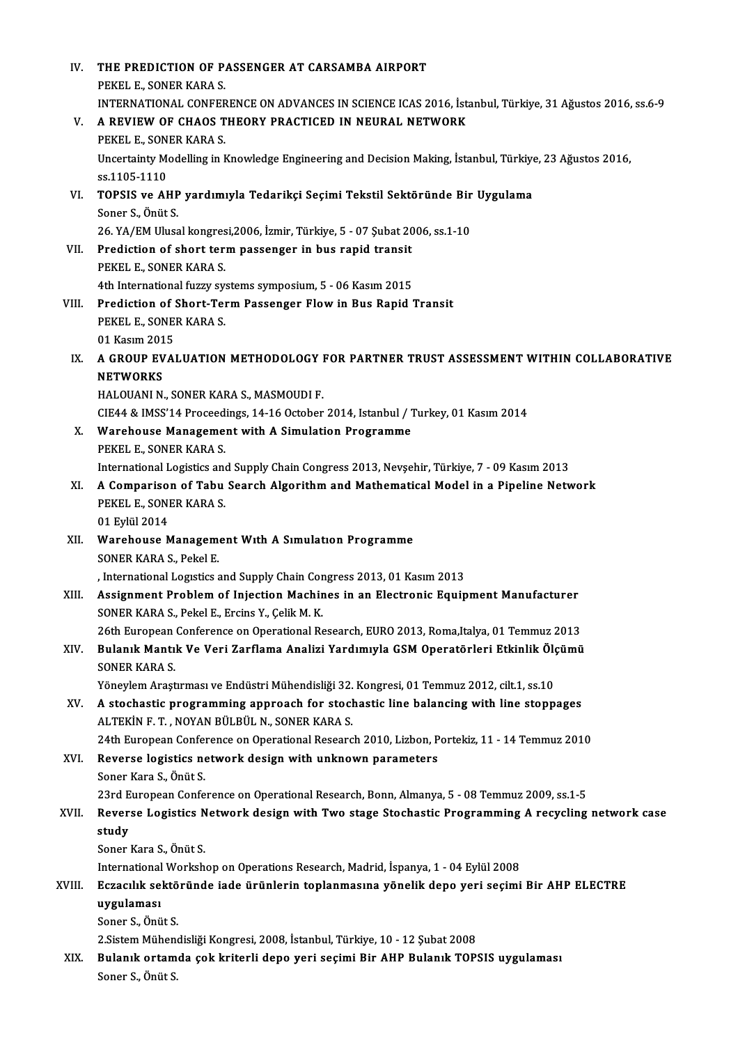IV. **THE PREDICTION OF PASSENGER AT CARSAMBA AIRPORT**
PEKEL E., SONER KARA S.
INTERNATIONAL CONFERENCE ON ADVANCES IN SCIENCE ICAS 2016, İstanbul, Türkiye, 31 Ağustos 2016, ss.6-9

V. **A REVIEW OF CHAOS THEORY PRACTICED IN NEURAL NETWORK**
PEKEL E., SONER KARA S.
Uncertainty Modelling in Knowledge Engineering and Decision Making, İstanbul, Türkiye, 23 Ağustos 2016, ss.1105-1110

VI. **TOPSIS ve AHP yardımıyla Tedarikçi Seçimi Tekstil Sektöründe Bir Uygulama**
Soner S., Önüt S.
26. YA/EM Ulusal kongresi,2006, İzmir, Türkiye, 5 - 07 Şubat 2006, ss.1-10

VII. **Prediction of short term passenger in bus rapid transit**
PEKEL E., SONER KARA S.
4th International fuzzy systems symposium, 5 - 06 Kasım 2015

VIII. **Prediction of Short-Term Passenger Flow in Bus Rapid Transit**
PEKEL E., SONER KARA S.
01 Kasım 2015

IX. **A GROUP EVALUATION METHODOLOGY FOR PARTNER TRUST ASSESSMENT WITHIN COLLABORATIVE NETWORKS**
HALOUANI N., SONER KARA S., MASMOUDI F.
CIE44 & IMSS'14 Proceedings, 14-16 October 2014, Istanbul / Turkey, 01 Kasım 2014

X. **Warehouse Management with A Simulation Programme**
PEKEL E., SONER KARA S.
International Logistics and Supply Chain Congress 2013, Nevşehir, Türkiye, 7 - 09 Kasım 2013

XI. **A Comparison of Tabu Search Algorithm and Mathematical Model in a Pipeline Network**
PEKEL E., SONER KARA S.
01 Eylül 2014

XII. **Warehouse Management Wıth A Sımulatıon Programme**
SONER KARA S., Pekel E.
, International Logıstics and Supply Chain Congress 2013, 01 Kasım 2013

XIII. **Assignment Problem of Injection Machines in an Electronic Equipment Manufacturer**
SONER KARA S., Pekel E., Ercins Y., Çelik M. K.
26th European Conference on Operational Research, EURO 2013, Roma,Italya, 01 Temmuz 2013

XIV. **Bulanık Mantık Ve Veri Zarflama Analizi Yardımıyla GSM Operatörleri Etkinlik Ölçümü**
SONER KARA S.
Yöneylem Araştırması ve Endüstri Mühendisliği 32. Kongresi, 01 Temmuz 2012, cilt.1, ss.10

XV. **A stochastic programming approach for stochastic line balancing with line stoppages**
ALTEKİN F. T. , NOYAN BÜLBÜL N., SONER KARA S.
24th European Conference on Operational Research 2010, Lizbon, Portekiz, 11 - 14 Temmuz 2010

XVI. **Reverse logistics network design with unknown parameters**
Soner Kara S., Önüt S.
23rd European Conference on Operational Research, Bonn, Almanya, 5 - 08 Temmuz 2009, ss.1-5

XVII. **Reverse Logistics Network design with Two stage Stochastic Programming A recycling network case study**
Soner Kara S., Önüt S.
International Workshop on Operations Research, Madrid, İspanya, 1 - 04 Eylül 2008

XVIII. **Eczacılık sektöründe iade ürünlerin toplanmasına yönelik depo yeri seçimi Bir AHP ELECTRE uygulaması**
Soner S., Önüt S.
2.Sistem Mühendisliği Kongresi, 2008, İstanbul, Türkiye, 10 - 12 Şubat 2008

XIX. **Bulanık ortamda çok kriterli depo yeri seçimi Bir AHP Bulanık TOPSIS uygulaması**
Soner S., Önüt S.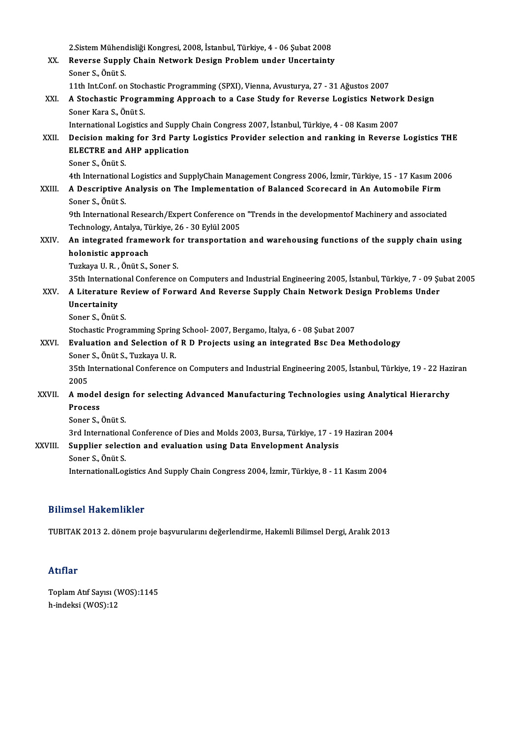2.Sistem Mühendisliği Kongresi, 2008, İstanbul, Türkiye, 4 - 06 Şubat 2008

XX. **Reverse Supply Chain Network Design Problem under Uncertainty**
Soner S., Önüt S.
11th Int.Conf. on Stochastic Programming (SPXI), Vienna, Avusturya, 27 - 31 Ağustos 2007

XXI. **A Stochastic Programming Approach to a Case Study for Reverse Logistics Network Design**
Soner Kara S., Önüt S.
International Logistics and Supply Chain Congress 2007, İstanbul, Türkiye, 4 - 08 Kasım 2007

XXII. **Decision making for 3rd Party Logistics Provider selection and ranking in Reverse Logistics THE ELECTRE and AHP application**
Soner S., Önüt S.
4th International Logistics and SupplyChain Management Congress 2006, İzmir, Türkiye, 15 - 17 Kasım 2006

XXIII. **A Descriptive Analysis on The Implementation of Balanced Scorecard in An Automobile Firm**
Soner S., Önüt S.
9th International Research/Expert Conference on "Trends in the developmentof Machinery and associated Technology, Antalya, Türkiye, 26 - 30 Eylül 2005

XXIV. **An integrated framework for transportation and warehousing functions of the supply chain using holonistic approach**
Tuzkaya U. R. , Önüt S., Soner S.
35th International Conference on Computers and Industrial Engineering 2005, İstanbul, Türkiye, 7 - 09 Şubat 2005

XXV. **A Literature Review of Forward And Reverse Supply Chain Network Design Problems Under Uncertainity**
Soner S., Önüt S.
Stochastic Programming Spring School- 2007, Bergamo, İtalya, 6 - 08 Şubat 2007

XXVI. **Evaluation and Selection of R D Projects using an integrated Bsc Dea Methodology**
Soner S., Önüt S., Tuzkaya U. R.
35th International Conference on Computers and Industrial Engineering 2005, İstanbul, Türkiye, 19 - 22 Haziran 2005

XXVII. **A model design for selecting Advanced Manufacturing Technologies using Analytical Hierarchy Process**
Soner S., Önüt S.
3rd International Conference of Dies and Molds 2003, Bursa, Türkiye, 17 - 19 Haziran 2004

XXVIII. **Supplier selection and evaluation using Data Envelopment Analysis**
Soner S., Önüt S.
InternationalLogistics And Supply Chain Congress 2004, İzmir, Türkiye, 8 - 11 Kasım 2004

## Bilimsel Hakemlikler

TUBITAK 2013 2. dönem proje başvurularını değerlendirme, Hakemli Bilimsel Dergi, Aralık 2013

## Atıflar

Toplam Atıf Sayısı (WOS):1145
h-indeksi (WOS):12